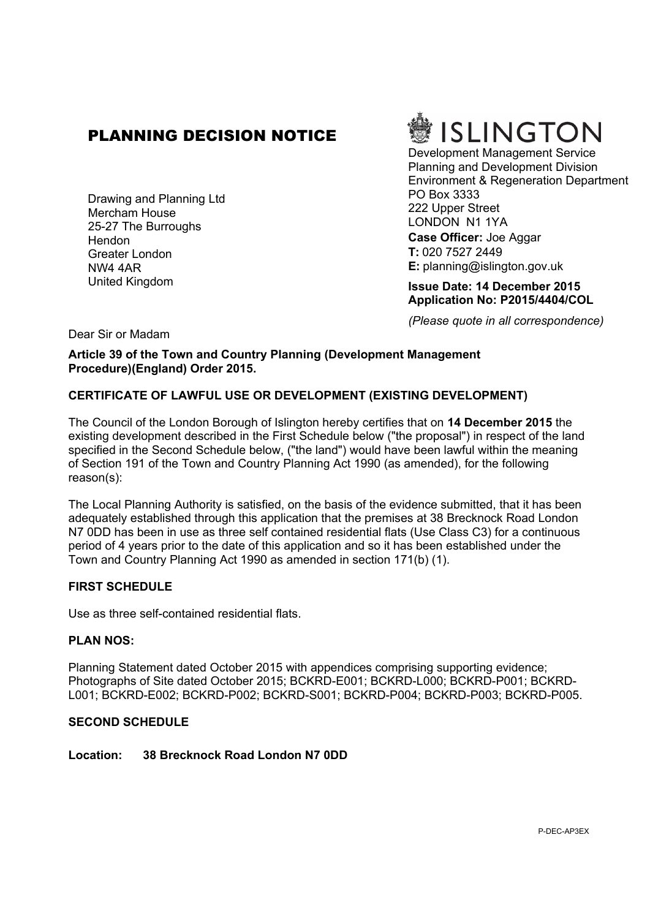# PLANNING DECISION NOTICE

Drawing and Planning Ltd
Mercham House
25-27 The Burroughs
Hendon
Greater London
NW4 4AR
United Kingdom

ISLINGTON

Development Management Service
Planning and Development Division
Environment & Regeneration Department
PO Box 3333
222 Upper Street
LONDON N1 1YA

**Case Officer:** Joe Aggar
**T:** 020 7527 2449
**E:** planning@islington.gov.uk

**Issue Date: 14 December 2015**
**Application No: P2015/4404/COL**

*(Please quote in all correspondence)*

Dear Sir or Madam

**Article 39 of the Town and Country Planning (Development Management Procedure)(England) Order 2015.**

**CERTIFICATE OF LAWFUL USE OR DEVELOPMENT (EXISTING DEVELOPMENT)**

The Council of the London Borough of Islington hereby certifies that on **14 December 2015** the existing development described in the First Schedule below ("the proposal") in respect of the land specified in the Second Schedule below, ("the land") would have been lawful within the meaning of Section 191 of the Town and Country Planning Act 1990 (as amended), for the following reason(s):

The Local Planning Authority is satisfied, on the basis of the evidence submitted, that it has been adequately established through this application that the premises at 38 Brecknock Road London N7 0DD has been in use as three self contained residential flats (Use Class C3) for a continuous period of 4 years prior to the date of this application and so it has been established under the Town and Country Planning Act 1990 as amended in section 171(b) (1).

**FIRST SCHEDULE**

Use as three self-contained residential flats.

**PLAN NOS:**

Planning Statement dated October 2015 with appendices comprising supporting evidence; Photographs of Site dated October 2015; BCKRD-E001; BCKRD-L000; BCKRD-P001; BCKRD-L001; BCKRD-E002; BCKRD-P002; BCKRD-S001; BCKRD-P004; BCKRD-P003; BCKRD-P005.

**SECOND SCHEDULE**

**Location: 38 Brecknock Road London N7 0DD**

P-DEC-AP3EX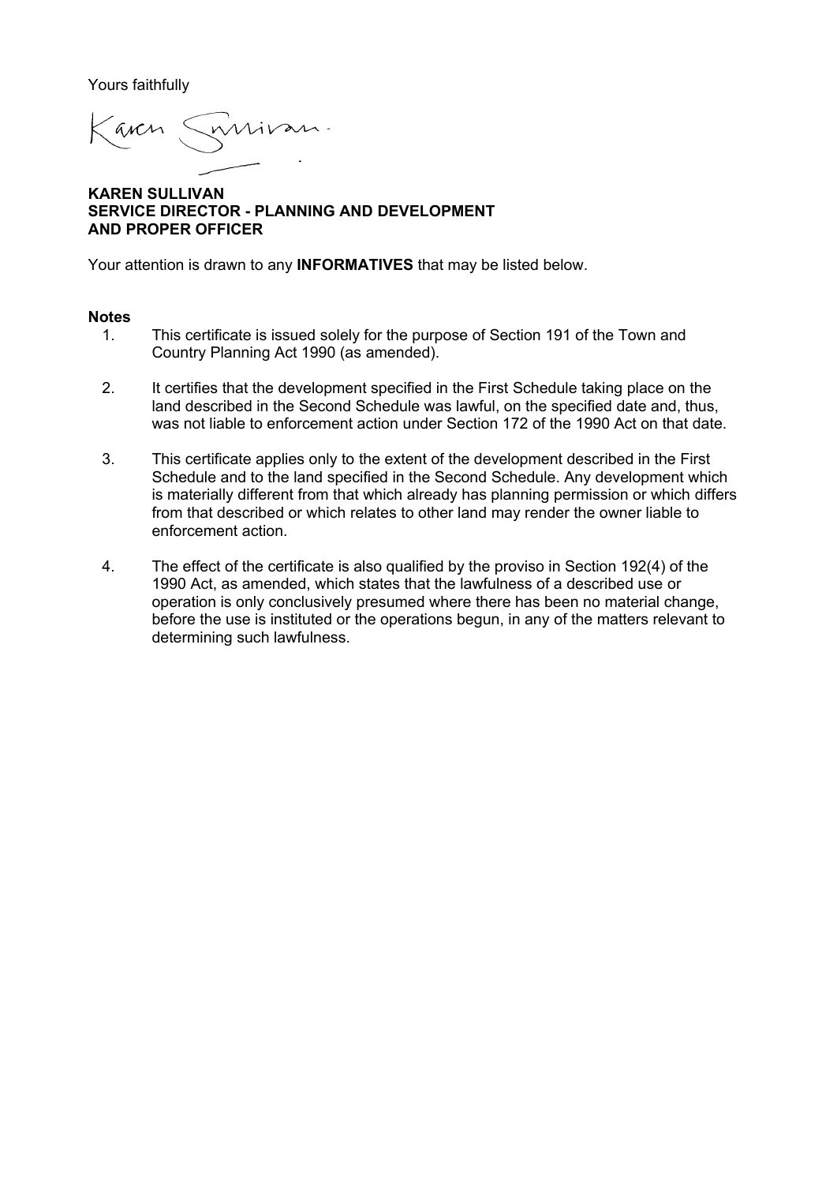Yours faithfully

Karen Sullivan

**KAREN SULLIVAN**
**SERVICE DIRECTOR - PLANNING AND DEVELOPMENT**
**AND PROPER OFFICER**

Your attention is drawn to any **INFORMATIVES** that may be listed below.

**Notes**

1. This certificate is issued solely for the purpose of Section 191 of the Town and Country Planning Act 1990 (as amended).

2. It certifies that the development specified in the First Schedule taking place on the land described in the Second Schedule was lawful, on the specified date and, thus, was not liable to enforcement action under Section 172 of the 1990 Act on that date.

3. This certificate applies only to the extent of the development described in the First Schedule and to the land specified in the Second Schedule. Any development which is materially different from that which already has planning permission or which differs from that described or which relates to other land may render the owner liable to enforcement action.

4. The effect of the certificate is also qualified by the proviso in Section 192(4) of the 1990 Act, as amended, which states that the lawfulness of a described use or operation is only conclusively presumed where there has been no material change, before the use is instituted or the operations begun, in any of the matters relevant to determining such lawfulness.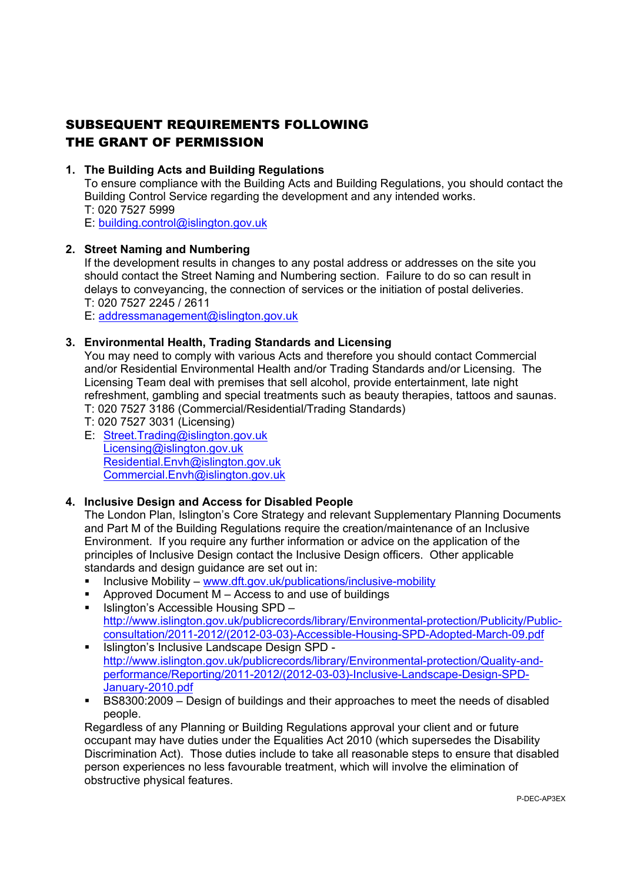# SUBSEQUENT REQUIREMENTS FOLLOWING THE GRANT OF PERMISSION

1. **The Building Acts and Building Regulations**
   To ensure compliance with the Building Acts and Building Regulations, you should contact the Building Control Service regarding the development and any intended works.
   T: 020 7527 5999
   E: building.control@islington.gov.uk

2. **Street Naming and Numbering**
   If the development results in changes to any postal address or addresses on the site you should contact the Street Naming and Numbering section. Failure to do so can result in delays to conveyancing, the connection of services or the initiation of postal deliveries.
   T: 020 7527 2245 / 2611
   E: addressmanagement@islington.gov.uk

3. **Environmental Health, Trading Standards and Licensing**
   You may need to comply with various Acts and therefore you should contact Commercial and/or Residential Environmental Health and/or Trading Standards and/or Licensing. The Licensing Team deal with premises that sell alcohol, provide entertainment, late night refreshment, gambling and special treatments such as beauty therapies, tattoos and saunas.
   T: 020 7527 3186 (Commercial/Residential/Trading Standards)
   T: 020 7527 3031 (Licensing)
   E: Street.Trading@islington.gov.uk
   Licensing@islington.gov.uk
   Residential.Envh@islington.gov.uk
   Commercial.Envh@islington.gov.uk

4. **Inclusive Design and Access for Disabled People**
   The London Plan, Islington's Core Strategy and relevant Supplementary Planning Documents and Part M of the Building Regulations require the creation/maintenance of an Inclusive Environment. If you require any further information or advice on the application of the principles of Inclusive Design contact the Inclusive Design officers. Other applicable standards and design guidance are set out in:
   - Inclusive Mobility – www.dft.gov.uk/publications/inclusive-mobility
   - Approved Document M – Access to and use of buildings
   - Islington's Accessible Housing SPD – http://www.islington.gov.uk/publicrecords/library/Environmental-protection/Publicity/Public-consultation/2011-2012/(2012-03-03)-Accessible-Housing-SPD-Adopted-March-09.pdf
   - Islington's Inclusive Landscape Design SPD - http://www.islington.gov.uk/publicrecords/library/Environmental-protection/Quality-and-performance/Reporting/2011-2012/(2012-03-03)-Inclusive-Landscape-Design-SPD-January-2010.pdf
   - BS8300:2009 – Design of buildings and their approaches to meet the needs of disabled people.

   Regardless of any Planning or Building Regulations approval your client and or future occupant may have duties under the Equalities Act 2010 (which supersedes the Disability Discrimination Act). Those duties include to take all reasonable steps to ensure that disabled person experiences no less favourable treatment, which will involve the elimination of obstructive physical features.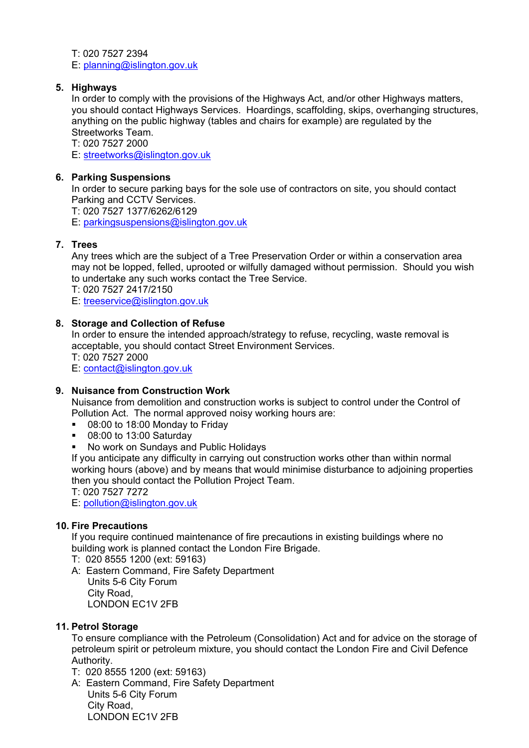T: 020 7527 2394
E: planning@islington.gov.uk

5. **Highways**
   In order to comply with the provisions of the Highways Act, and/or other Highways matters, you should contact Highways Services. Hoardings, scaffolding, skips, overhanging structures, anything on the public highway (tables and chairs for example) are regulated by the Streetworks Team.
   T: 020 7527 2000
   E: streetworks@islington.gov.uk

6. **Parking Suspensions**
   In order to secure parking bays for the sole use of contractors on site, you should contact Parking and CCTV Services.
   T: 020 7527 1377/6262/6129
   E: parkingsuspensions@islington.gov.uk

7. **Trees**
   Any trees which are the subject of a Tree Preservation Order or within a conservation area may not be lopped, felled, uprooted or wilfully damaged without permission. Should you wish to undertake any such works contact the Tree Service.
   T: 020 7527 2417/2150
   E: treeservice@islington.gov.uk

8. **Storage and Collection of Refuse**
   In order to ensure the intended approach/strategy to refuse, recycling, waste removal is acceptable, you should contact Street Environment Services.
   T: 020 7527 2000
   E: contact@islington.gov.uk

9. **Nuisance from Construction Work**
   Nuisance from demolition and construction works is subject to control under the Control of Pollution Act. The normal approved noisy working hours are:
   - 08:00 to 18:00 Monday to Friday
   - 08:00 to 13:00 Saturday
   - No work on Sundays and Public Holidays

   If you anticipate any difficulty in carrying out construction works other than within normal working hours (above) and by means that would minimise disturbance to adjoining properties then you should contact the Pollution Project Team.
   T: 020 7527 7272
   E: pollution@islington.gov.uk

10. **Fire Precautions**
    If you require continued maintenance of fire precautions in existing buildings where no building work is planned contact the London Fire Brigade.
    T: 020 8555 1200 (ext: 59163)
    A: Eastern Command, Fire Safety Department
    Units 5-6 City Forum
    City Road,
    LONDON EC1V 2FB

11. **Petrol Storage**
    To ensure compliance with the Petroleum (Consolidation) Act and for advice on the storage of petroleum spirit or petroleum mixture, you should contact the London Fire and Civil Defence Authority.
    T: 020 8555 1200 (ext: 59163)
    A: Eastern Command, Fire Safety Department
    Units 5-6 City Forum
    City Road,
    LONDON EC1V 2FB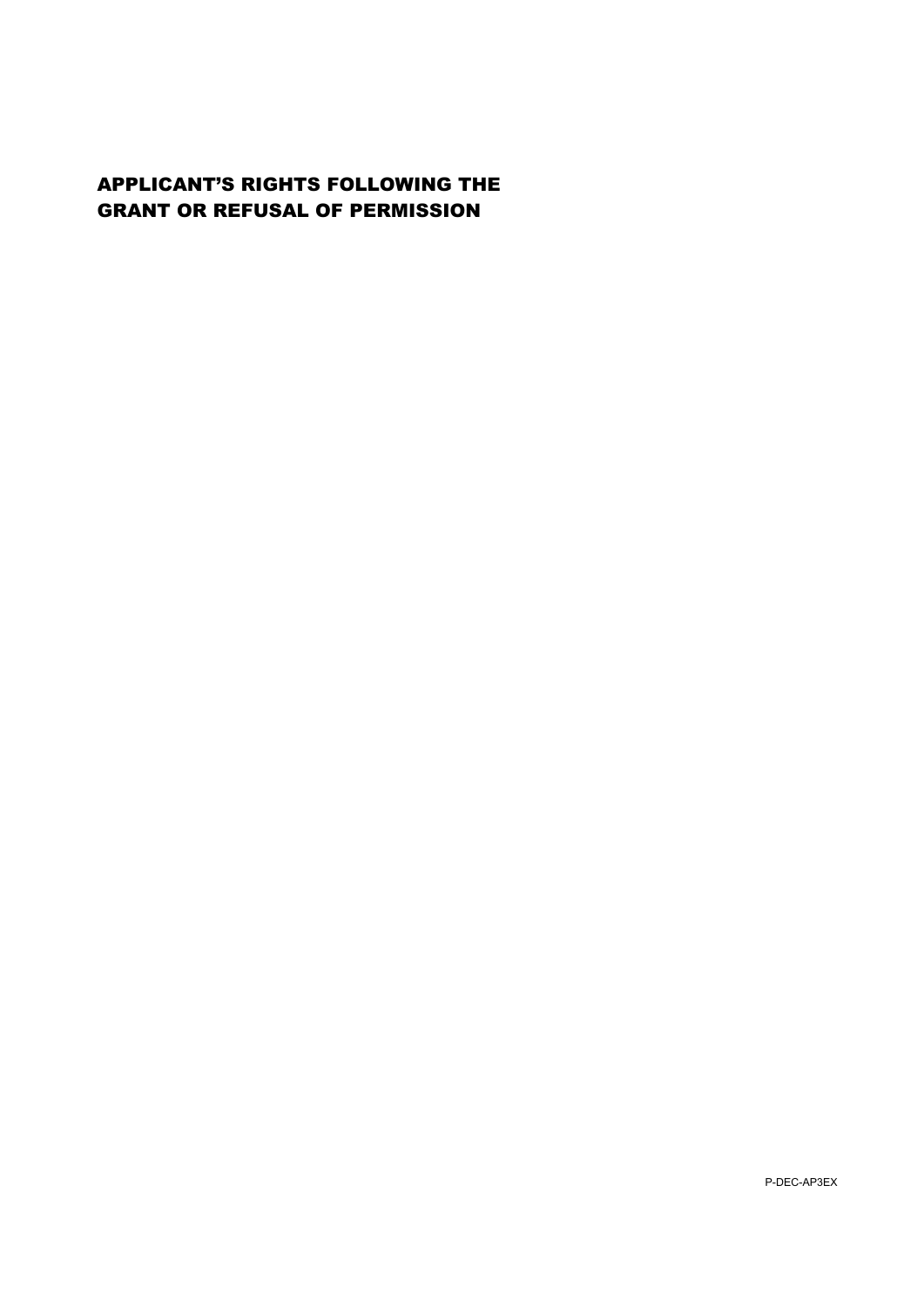# APPLICANT'S RIGHTS FOLLOWING THE GRANT OR REFUSAL OF PERMISSION

P-DEC-AP3EX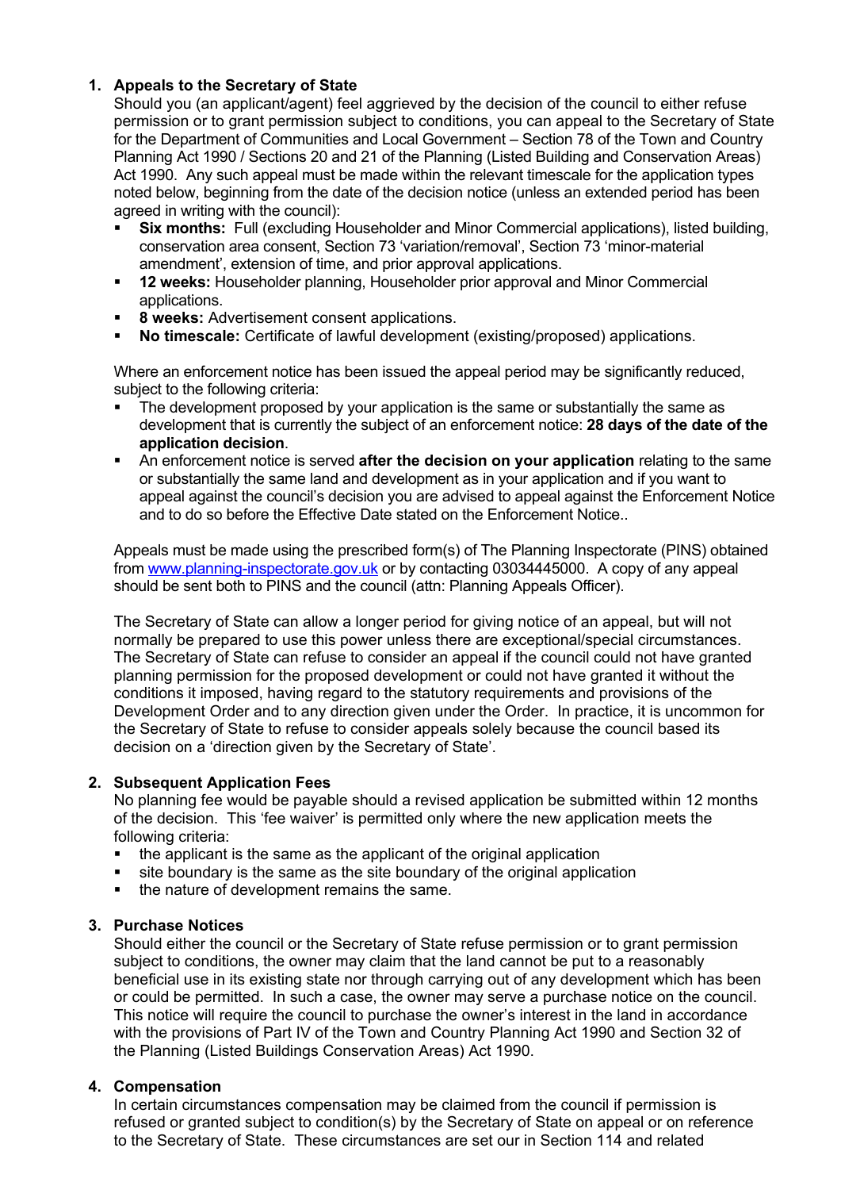1. **Appeals to the Secretary of State**

   Should you (an applicant/agent) feel aggrieved by the decision of the council to either refuse permission or to grant permission subject to conditions, you can appeal to the Secretary of State for the Department of Communities and Local Government – Section 78 of the Town and Country Planning Act 1990 / Sections 20 and 21 of the Planning (Listed Building and Conservation Areas) Act 1990. Any such appeal must be made within the relevant timescale for the application types noted below, beginning from the date of the decision notice (unless an extended period has been agreed in writing with the council):

   - **Six months:** Full (excluding Householder and Minor Commercial applications), listed building, conservation area consent, Section 73 'variation/removal', Section 73 'minor-material amendment', extension of time, and prior approval applications.
   - **12 weeks:** Householder planning, Householder prior approval and Minor Commercial applications.
   - **8 weeks:** Advertisement consent applications.
   - **No timescale:** Certificate of lawful development (existing/proposed) applications.

   Where an enforcement notice has been issued the appeal period may be significantly reduced, subject to the following criteria:

   - The development proposed by your application is the same or substantially the same as development that is currently the subject of an enforcement notice: **28 days of the date of the application decision**.
   - An enforcement notice is served **after the decision on your application** relating to the same or substantially the same land and development as in your application and if you want to appeal against the council's decision you are advised to appeal against the Enforcement Notice and to do so before the Effective Date stated on the Enforcement Notice..

   Appeals must be made using the prescribed form(s) of The Planning Inspectorate (PINS) obtained from [www.planning-inspectorate.gov.uk](http://www.planning-inspectorate.gov.uk) or by contacting 03034445000. A copy of any appeal should be sent both to PINS and the council (attn: Planning Appeals Officer).

   The Secretary of State can allow a longer period for giving notice of an appeal, but will not normally be prepared to use this power unless there are exceptional/special circumstances. The Secretary of State can refuse to consider an appeal if the council could not have granted planning permission for the proposed development or could not have granted it without the conditions it imposed, having regard to the statutory requirements and provisions of the Development Order and to any direction given under the Order. In practice, it is uncommon for the Secretary of State to refuse to consider appeals solely because the council based its decision on a 'direction given by the Secretary of State'.

2. **Subsequent Application Fees**

   No planning fee would be payable should a revised application be submitted within 12 months of the decision. This 'fee waiver' is permitted only where the new application meets the following criteria:

   - the applicant is the same as the applicant of the original application
   - site boundary is the same as the site boundary of the original application
   - the nature of development remains the same.

3. **Purchase Notices**

   Should either the council or the Secretary of State refuse permission or to grant permission subject to conditions, the owner may claim that the land cannot be put to a reasonably beneficial use in its existing state nor through carrying out of any development which has been or could be permitted. In such a case, the owner may serve a purchase notice on the council. This notice will require the council to purchase the owner's interest in the land in accordance with the provisions of Part IV of the Town and Country Planning Act 1990 and Section 32 of the Planning (Listed Buildings Conservation Areas) Act 1990.

4. **Compensation**

   In certain circumstances compensation may be claimed from the council if permission is refused or granted subject to condition(s) by the Secretary of State on appeal or on reference to the Secretary of State. These circumstances are set our in Section 114 and related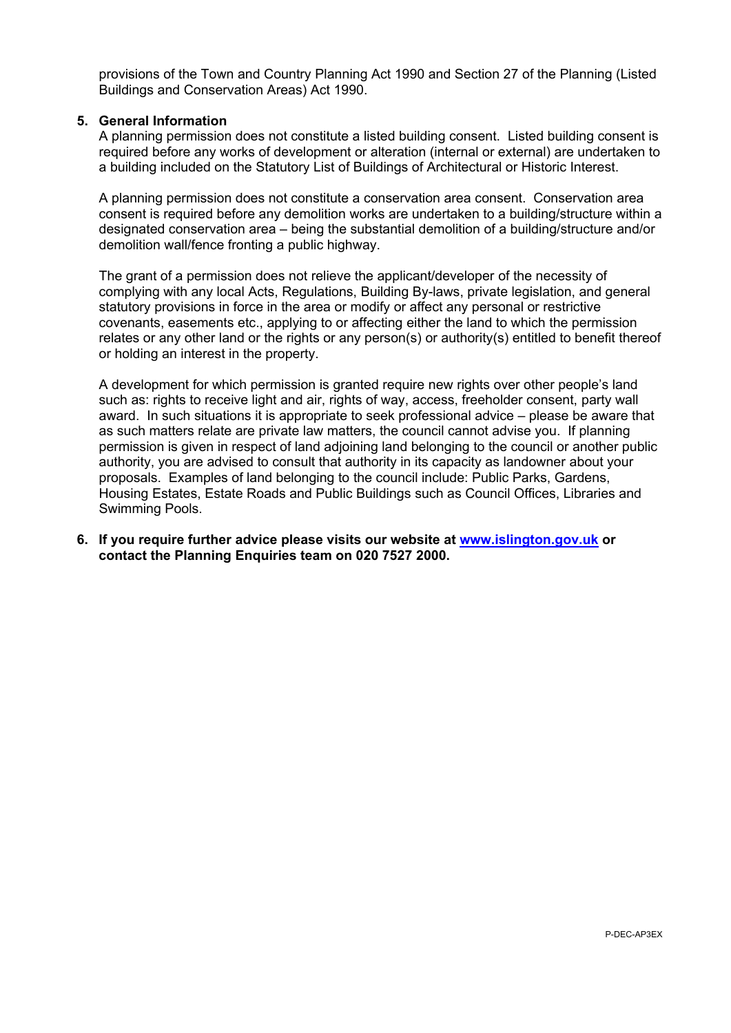provisions of the Town and Country Planning Act 1990 and Section 27 of the Planning (Listed Buildings and Conservation Areas) Act 1990.

5. **General Information**

   A planning permission does not constitute a listed building consent. Listed building consent is required before any works of development or alteration (internal or external) are undertaken to a building included on the Statutory List of Buildings of Architectural or Historic Interest.

   A planning permission does not constitute a conservation area consent. Conservation area consent is required before any demolition works are undertaken to a building/structure within a designated conservation area – being the substantial demolition of a building/structure and/or demolition wall/fence fronting a public highway.

   The grant of a permission does not relieve the applicant/developer of the necessity of complying with any local Acts, Regulations, Building By-laws, private legislation, and general statutory provisions in force in the area or modify or affect any personal or restrictive covenants, easements etc., applying to or affecting either the land to which the permission relates or any other land or the rights or any person(s) or authority(s) entitled to benefit thereof or holding an interest in the property.

   A development for which permission is granted require new rights over other people's land such as: rights to receive light and air, rights of way, access, freeholder consent, party wall award. In such situations it is appropriate to seek professional advice – please be aware that as such matters relate are private law matters, the council cannot advise you. If planning permission is given in respect of land adjoining land belonging to the council or another public authority, you are advised to consult that authority in its capacity as landowner about your proposals. Examples of land belonging to the council include: Public Parks, Gardens, Housing Estates, Estate Roads and Public Buildings such as Council Offices, Libraries and Swimming Pools.

6. **If you require further advice please visits our website at [www.islington.gov.uk](http://www.islington.gov.uk) or contact the Planning Enquiries team on 020 7527 2000.**

P-DEC-AP3EX